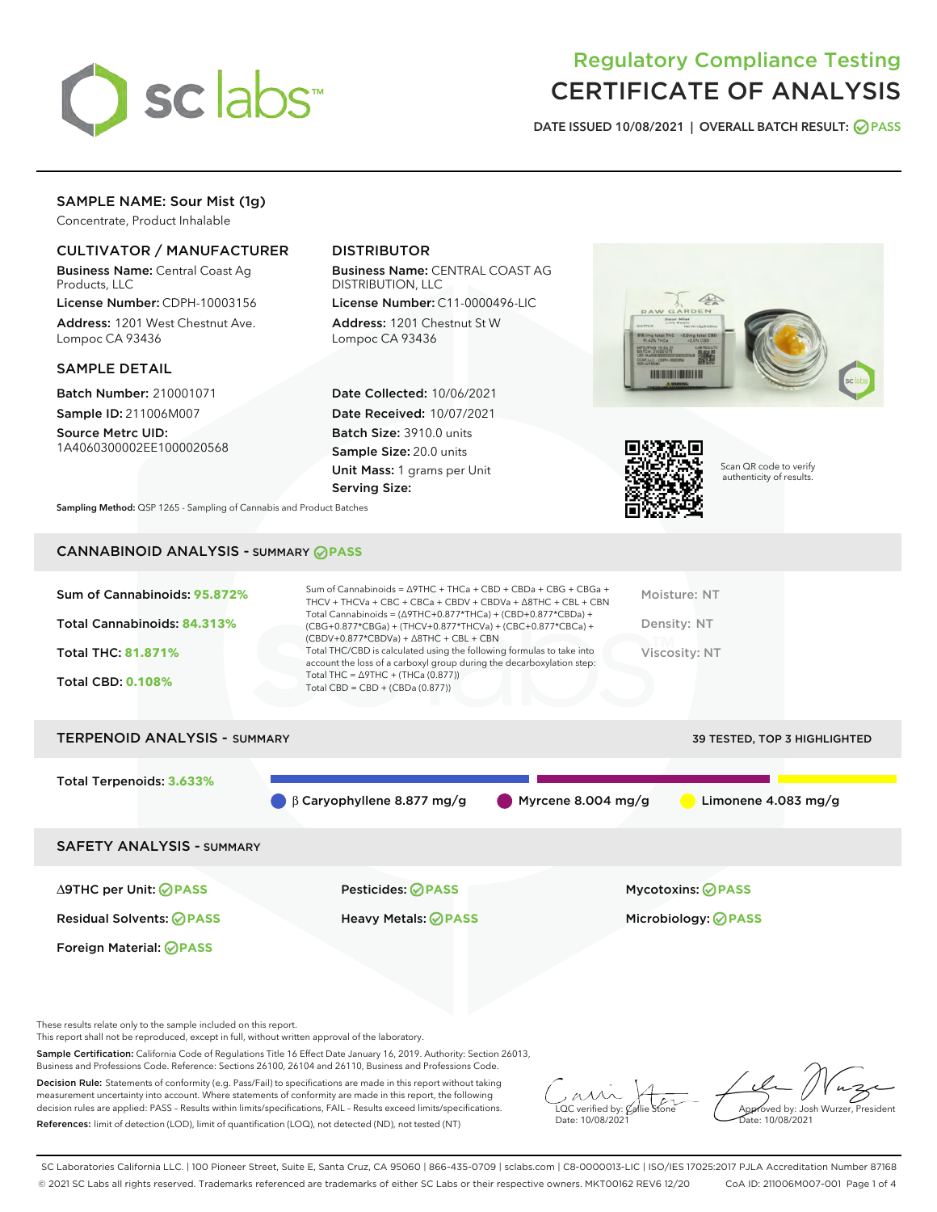# Regulatory Compliance Testing
# CERTIFICATE OF ANALYSIS

DATE ISSUED 10/08/2021 | OVERALL BATCH RESULT: PASS

## SAMPLE NAME: Sour Mist (1g)

Concentrate, Product Inhalable

### CULTIVATOR / MANUFACTURER

**Business Name:** Central Coast Ag Products, LLC
**License Number:** CDPH-10003156
**Address:** 1201 West Chestnut Ave. Lompoc CA 93436

### DISTRIBUTOR

**Business Name:** CENTRAL COAST AG DISTRIBUTION, LLC
**License Number:** C11-0000496-LIC
**Address:** 1201 Chestnut St W Lompoc CA 93436

### SAMPLE DETAIL

**Batch Number:** 210001071
**Sample ID:** 211006M007
**Source Metrc UID:** 1A4060300002EE1000020568

**Date Collected:** 10/06/2021
**Date Received:** 10/07/2021
**Batch Size:** 3910.0 units
**Sample Size:** 20.0 units
**Unit Mass:** 1 grams per Unit
**Serving Size:**

**Sampling Method:** QSP 1265 - Sampling of Cannabis and Product Batches

Scan QR code to verify authenticity of results.

## CANNABINOID ANALYSIS - SUMMARY PASS

**Sum of Cannabinoids: 95.872%**
**Total Cannabinoids: 84.313%**
**Total THC: 81.871%**
**Total CBD: 0.108%**

Sum of Cannabinoids = Δ9THC + THCa + CBD + CBDa + CBG + CBGa + THCV + THCVa + CBC + CBCa + CBDV + CBDVa + Δ8THC + CBL + CBN
Total Cannabinoids = (Δ9THC+0.877*THCa) + (CBD+0.877*CBDa) + (CBG+0.877*CBGa) + (THCV+0.877*THCVa) + (CBC+0.877*CBCa) + (CBDV+0.877*CBDVa) + Δ8THC + CBL + CBN
Total THC/CBD is calculated using the following formulas to take into account the loss of a carboxyl group during the decarboxylation step:
Total THC = Δ9THC + (THCa (0.877))
Total CBD = CBD + (CBDa (0.877))

Moisture: NT
Density: NT
Viscosity: NT

## TERPENOID ANALYSIS - SUMMARY

39 TESTED, TOP 3 HIGHLIGHTED

**Total Terpenoids: 3.633%**

β Caryophyllene 8.877 mg/g | Myrcene 8.004 mg/g | Limonene 4.083 mg/g

## SAFETY ANALYSIS - SUMMARY

Δ9THC per Unit: PASS
Pesticides: PASS
Mycotoxins: PASS
Residual Solvents: PASS
Heavy Metals: PASS
Microbiology: PASS
Foreign Material: PASS

These results relate only to the sample included on this report.
This report shall not be reproduced, except in full, without written approval of the laboratory.

**Sample Certification:** California Code of Regulations Title 16 Effect Date January 16, 2019. Authority: Section 26013, Business and Professions Code. Reference: Sections 26100, 26104 and 26110, Business and Professions Code.

**Decision Rule:** Statements of conformity (e.g. Pass/Fail) to specifications are made in this report without taking measurement uncertainty into account. Where statements of conformity are made in this report, the following decision rules are applied: PASS – Results within limits/specifications, FAIL – Results exceed limits/specifications.

**References:** limit of detection (LOD), limit of quantification (LOQ), not detected (ND), not tested (NT)

LQC verified by: Callie Stone
Date: 10/08/2021

Approved by: Josh Wurzer, President
Date: 10/08/2021

SC Laboratories California LLC. | 100 Pioneer Street, Suite E, Santa Cruz, CA 95060 | 866-435-0709 | sclabs.com | C8-0000013-LIC | ISO/IES 17025:2017 PJLA Accreditation Number 87168
© 2021 SC Labs all rights reserved. Trademarks referenced are trademarks of either SC Labs or their respective owners. MKT00162 REV6 12/20 CoA ID: 211006M007-001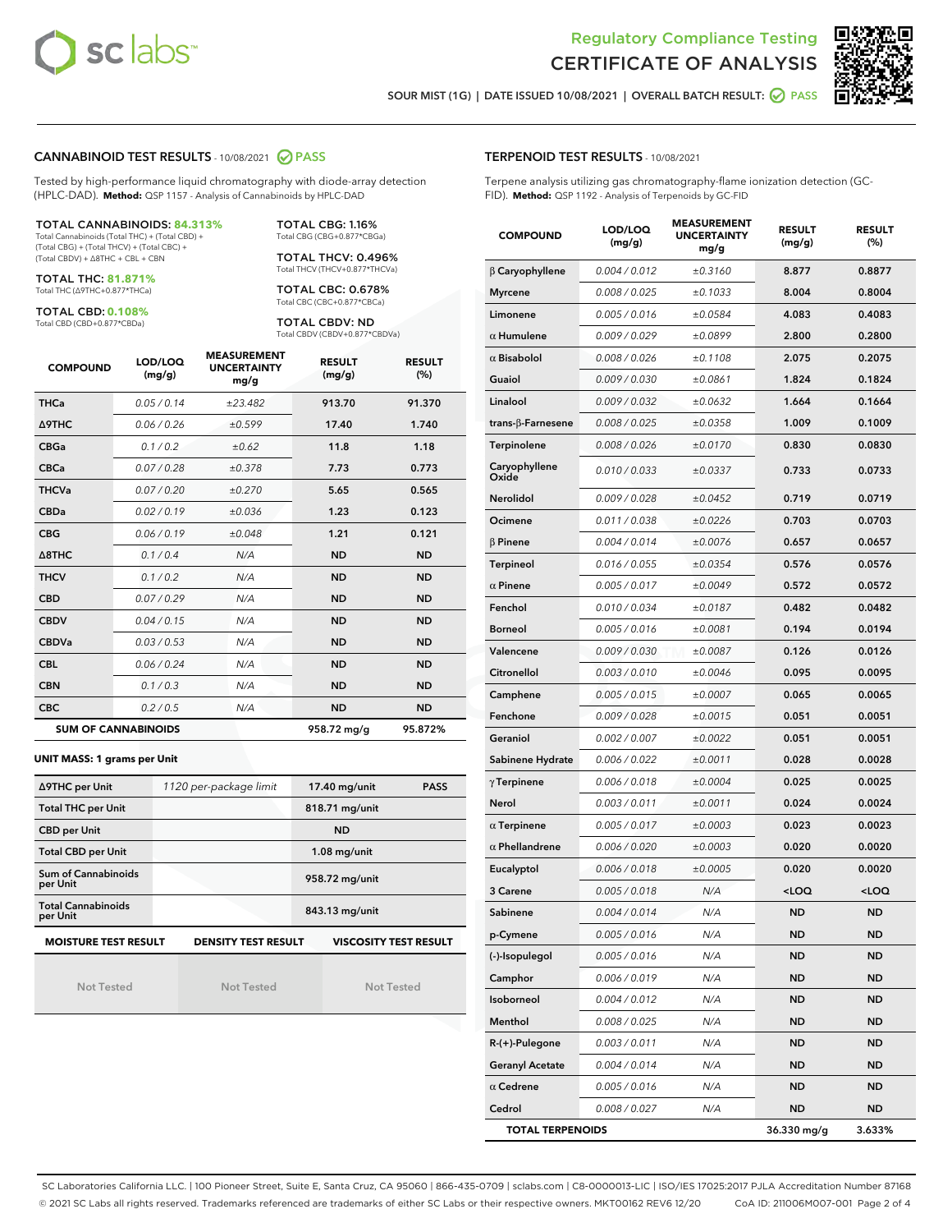# Regulatory Compliance Testing
# CERTIFICATE OF ANALYSIS

SOUR MIST (1G) | DATE ISSUED 10/08/2021 | OVERALL BATCH RESULT: PASS

## CANNABINOID TEST RESULTS - 10/08/2021 PASS

Tested by high-performance liquid chromatography with diode-array detection (HPLC-DAD). **Method:** QSP 1157 - Analysis of Cannabinoids by HPLC-DAD

**TOTAL CANNABINOIDS: 84.313%**
Total Cannabinoids (Total THC) + (Total CBD) + (Total CBG) + (Total THCV) + (Total CBC) + (Total CBDV) + Δ8THC + CBL + CBN

**TOTAL THC: 81.871%**
Total THC (Δ9THC+0.877*THCa)

**TOTAL CBD: 0.108%**
Total CBD (CBD+0.877*CBDa)

**TOTAL CBG: 1.16%**
Total CBG (CBG+0.877*CBGa)

**TOTAL THCV: 0.496%**
Total THCV (THCV+0.877*THCVa)

**TOTAL CBC: 0.678%**
Total CBC (CBC+0.877*CBCa)

**TOTAL CBDV: ND**
Total CBDV (CBDV+0.877*CBDVa)

| COMPOUND | LOD/LOQ (mg/g) | MEASUREMENT UNCERTAINTY mg/g | RESULT (mg/g) | RESULT (%) |
|---|---|---|---|---|
| THCa | 0.05 / 0.14 | ±23.482 | 913.70 | 91.370 |
| Δ9THC | 0.06 / 0.26 | ±0.599 | 17.40 | 1.740 |
| CBGa | 0.1 / 0.2 | ±0.62 | 11.8 | 1.18 |
| CBCa | 0.07 / 0.28 | ±0.378 | 7.73 | 0.773 |
| THCVa | 0.07 / 0.20 | ±0.270 | 5.65 | 0.565 |
| CBDa | 0.02 / 0.19 | ±0.036 | 1.23 | 0.123 |
| CBG | 0.06 / 0.19 | ±0.048 | 1.21 | 0.121 |
| Δ8THC | 0.1 / 0.4 | N/A | ND | ND |
| THCV | 0.1 / 0.2 | N/A | ND | ND |
| CBD | 0.07 / 0.29 | N/A | ND | ND |
| CBDV | 0.04 / 0.15 | N/A | ND | ND |
| CBDVa | 0.03 / 0.53 | N/A | ND | ND |
| CBL | 0.06 / 0.24 | N/A | ND | ND |
| CBN | 0.1 / 0.3 | N/A | ND | ND |
| CBC | 0.2 / 0.5 | N/A | ND | ND |
| **SUM OF CANNABINOIDS** | | | 958.72 mg/g | 95.872% |

**UNIT MASS: 1 grams per Unit**

| | | | |
|---|---|---|---|
| Δ9THC per Unit | 1120 per-package limit | 17.40 mg/unit | PASS |
| Total THC per Unit | | 818.71 mg/unit | |
| CBD per Unit | | ND | |
| Total CBD per Unit | | 1.08 mg/unit | |
| Sum of Cannabinoids per Unit | | 958.72 mg/unit | |
| Total Cannabinoids per Unit | | 843.13 mg/unit | |

| MOISTURE TEST RESULT | DENSITY TEST RESULT | VISCOSITY TEST RESULT |
|---|---|---|
| Not Tested | Not Tested | Not Tested |

## TERPENOID TEST RESULTS - 10/08/2021

Terpene analysis utilizing gas chromatography-flame ionization detection (GC-FID). **Method:** QSP 1192 - Analysis of Terpenoids by GC-FID

| COMPOUND | LOD/LOQ (mg/g) | MEASUREMENT UNCERTAINTY mg/g | RESULT (mg/g) | RESULT (%) |
|---|---|---|---|---|
| β Caryophyllene | 0.004 / 0.012 | ±0.3160 | 8.877 | 0.8877 |
| Myrcene | 0.008 / 0.025 | ±0.1033 | 8.004 | 0.8004 |
| Limonene | 0.005 / 0.016 | ±0.0584 | 4.083 | 0.4083 |
| α Humulene | 0.009 / 0.029 | ±0.0899 | 2.800 | 0.2800 |
| α Bisabolol | 0.008 / 0.026 | ±0.1108 | 2.075 | 0.2075 |
| Guaiol | 0.009 / 0.030 | ±0.0861 | 1.824 | 0.1824 |
| Linalool | 0.009 / 0.032 | ±0.0632 | 1.664 | 0.1664 |
| trans-β-Farnesene | 0.008 / 0.025 | ±0.0358 | 1.009 | 0.1009 |
| Terpinolene | 0.008 / 0.026 | ±0.0170 | 0.830 | 0.0830 |
| Caryophyllene Oxide | 0.010 / 0.033 | ±0.0337 | 0.733 | 0.0733 |
| Nerolidol | 0.009 / 0.028 | ±0.0452 | 0.719 | 0.0719 |
| Ocimene | 0.011 / 0.038 | ±0.0226 | 0.703 | 0.0703 |
| β Pinene | 0.004 / 0.014 | ±0.0076 | 0.657 | 0.0657 |
| Terpineol | 0.016 / 0.055 | ±0.0354 | 0.576 | 0.0576 |
| α Pinene | 0.005 / 0.017 | ±0.0049 | 0.572 | 0.0572 |
| Fenchol | 0.010 / 0.034 | ±0.0187 | 0.482 | 0.0482 |
| Borneol | 0.005 / 0.016 | ±0.0081 | 0.194 | 0.0194 |
| Valencene | 0.009 / 0.030 | ±0.0087 | 0.126 | 0.0126 |
| Citronellol | 0.003 / 0.010 | ±0.0046 | 0.095 | 0.0095 |
| Camphene | 0.005 / 0.015 | ±0.0007 | 0.065 | 0.0065 |
| Fenchone | 0.009 / 0.028 | ±0.0015 | 0.051 | 0.0051 |
| Geraniol | 0.002 / 0.007 | ±0.0022 | 0.051 | 0.0051 |
| Sabinene Hydrate | 0.006 / 0.022 | ±0.0011 | 0.028 | 0.0028 |
| γ Terpinene | 0.006 / 0.018 | ±0.0004 | 0.025 | 0.0025 |
| Nerol | 0.003 / 0.011 | ±0.0011 | 0.024 | 0.0024 |
| α Terpinene | 0.005 / 0.017 | ±0.0003 | 0.023 | 0.0023 |
| α Phellandrene | 0.006 / 0.020 | ±0.0003 | 0.020 | 0.0020 |
| Eucalyptol | 0.006 / 0.018 | ±0.0005 | 0.020 | 0.0020 |
| 3 Carene | 0.005 / 0.018 | N/A | <LOQ | <LOQ |
| Sabinene | 0.004 / 0.014 | N/A | ND | ND |
| p-Cymene | 0.005 / 0.016 | N/A | ND | ND |
| (-)-Isopulegol | 0.005 / 0.016 | N/A | ND | ND |
| Camphor | 0.006 / 0.019 | N/A | ND | ND |
| Isoborneol | 0.004 / 0.012 | N/A | ND | ND |
| Menthol | 0.008 / 0.025 | N/A | ND | ND |
| R-(+)-Pulegone | 0.003 / 0.011 | N/A | ND | ND |
| Geranyl Acetate | 0.004 / 0.014 | N/A | ND | ND |
| α Cedrene | 0.005 / 0.016 | N/A | ND | ND |
| Cedrol | 0.008 / 0.027 | N/A | ND | ND |
| **TOTAL TERPENOIDS** | | | 36.330 mg/g | 3.633% |

SC Laboratories California LLC. | 100 Pioneer Street, Suite E, Santa Cruz, CA 95060 | 866-435-0709 | sclabs.com | C8-0000013-LIC | ISO/IES 17025:2017 PJLA Accreditation Number 87168
© 2021 SC Labs all rights reserved. Trademarks referenced are trademarks of either SC Labs or their respective owners. MKT00162 REV6 12/20 CoA ID: 211006M007-001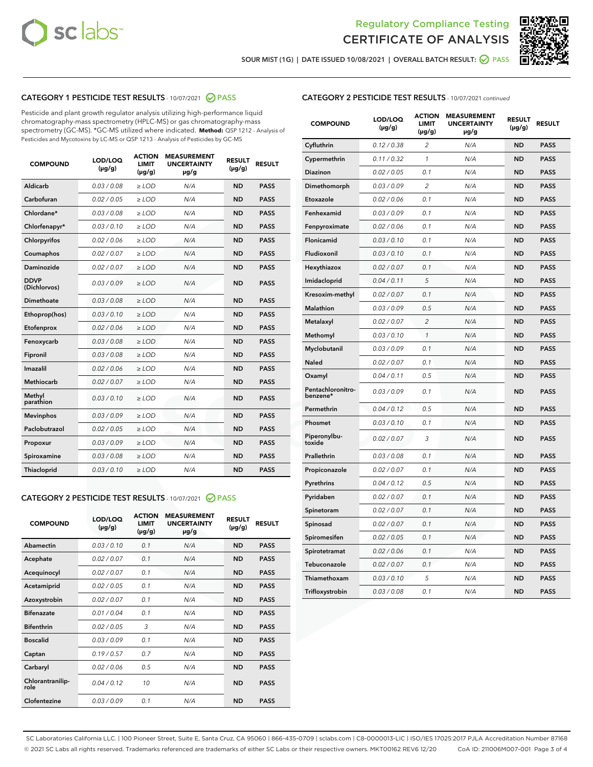Regulatory Compliance Testing

# CERTIFICATE OF ANALYSIS

SOUR MIST (1G) | DATE ISSUED 10/08/2021 | OVERALL BATCH RESULT: PASS

## CATEGORY 1 PESTICIDE TEST RESULTS - 10/07/2021 PASS

Pesticide and plant growth regulator analysis utilizing high-performance liquid chromatography-mass spectrometry (HPLC-MS) or gas chromatography-mass spectrometry (GC-MS). *GC-MS utilized where indicated. **Method:** QSP 1212 - Analysis of Pesticides and Mycotoxins by LC-MS or QSP 1213 - Analysis of Pesticides by GC-MS

| COMPOUND | LOD/LOQ (µg/g) | ACTION LIMIT (µg/g) | MEASUREMENT UNCERTAINTY µg/g | RESULT (µg/g) | RESULT |
|---|---|---|---|---|---|
| Aldicarb | 0.03 / 0.08 | ≥ LOD | N/A | ND | PASS |
| Carbofuran | 0.02 / 0.05 | ≥ LOD | N/A | ND | PASS |
| Chlordane* | 0.03 / 0.08 | ≥ LOD | N/A | ND | PASS |
| Chlorfenapyr* | 0.03 / 0.10 | ≥ LOD | N/A | ND | PASS |
| Chlorpyrifos | 0.02 / 0.06 | ≥ LOD | N/A | ND | PASS |
| Coumaphos | 0.02 / 0.07 | ≥ LOD | N/A | ND | PASS |
| Daminozide | 0.02 / 0.07 | ≥ LOD | N/A | ND | PASS |
| DDVP (Dichlorvos) | 0.03 / 0.09 | ≥ LOD | N/A | ND | PASS |
| Dimethoate | 0.03 / 0.08 | ≥ LOD | N/A | ND | PASS |
| Ethoprop(hos) | 0.03 / 0.10 | ≥ LOD | N/A | ND | PASS |
| Etofenprox | 0.02 / 0.06 | ≥ LOD | N/A | ND | PASS |
| Fenoxycarb | 0.03 / 0.08 | ≥ LOD | N/A | ND | PASS |
| Fipronil | 0.03 / 0.08 | ≥ LOD | N/A | ND | PASS |
| Imazalil | 0.02 / 0.06 | ≥ LOD | N/A | ND | PASS |
| Methiocarb | 0.02 / 0.07 | ≥ LOD | N/A | ND | PASS |
| Methyl parathion | 0.03 / 0.10 | ≥ LOD | N/A | ND | PASS |
| Mevinphos | 0.03 / 0.09 | ≥ LOD | N/A | ND | PASS |
| Paclobutrazol | 0.02 / 0.05 | ≥ LOD | N/A | ND | PASS |
| Propoxur | 0.03 / 0.09 | ≥ LOD | N/A | ND | PASS |
| Spiroxamine | 0.03 / 0.08 | ≥ LOD | N/A | ND | PASS |
| Thiacloprid | 0.03 / 0.10 | ≥ LOD | N/A | ND | PASS |

## CATEGORY 2 PESTICIDE TEST RESULTS - 10/07/2021 PASS

| COMPOUND | LOD/LOQ (µg/g) | ACTION LIMIT (µg/g) | MEASUREMENT UNCERTAINTY µg/g | RESULT (µg/g) | RESULT |
|---|---|---|---|---|---|
| Abamectin | 0.03 / 0.10 | 0.1 | N/A | ND | PASS |
| Acephate | 0.02 / 0.07 | 0.1 | N/A | ND | PASS |
| Acequinocyl | 0.02 / 0.07 | 0.1 | N/A | ND | PASS |
| Acetamiprid | 0.02 / 0.05 | 0.1 | N/A | ND | PASS |
| Azoxystrobin | 0.02 / 0.07 | 0.1 | N/A | ND | PASS |
| Bifenazate | 0.01 / 0.04 | 0.1 | N/A | ND | PASS |
| Bifenthrin | 0.02 / 0.05 | 3 | N/A | ND | PASS |
| Boscalid | 0.03 / 0.09 | 0.1 | N/A | ND | PASS |
| Captan | 0.19 / 0.57 | 0.7 | N/A | ND | PASS |
| Carbaryl | 0.02 / 0.06 | 0.5 | N/A | ND | PASS |
| Chlorantraniliprole | 0.04 / 0.12 | 10 | N/A | ND | PASS |
| Clofentezine | 0.03 / 0.09 | 0.1 | N/A | ND | PASS |
| Cyfluthrin | 0.12 / 0.38 | 2 | N/A | ND | PASS |
| Cypermethrin | 0.11 / 0.32 | 1 | N/A | ND | PASS |
| Diazinon | 0.02 / 0.05 | 0.1 | N/A | ND | PASS |
| Dimethomorph | 0.03 / 0.09 | 2 | N/A | ND | PASS |
| Etoxazole | 0.02 / 0.06 | 0.1 | N/A | ND | PASS |
| Fenhexamid | 0.03 / 0.09 | 0.1 | N/A | ND | PASS |
| Fenpyroximate | 0.02 / 0.06 | 0.1 | N/A | ND | PASS |
| Flonicamid | 0.03 / 0.10 | 0.1 | N/A | ND | PASS |
| Fludioxonil | 0.03 / 0.10 | 0.1 | N/A | ND | PASS |
| Hexythiazox | 0.02 / 0.07 | 0.1 | N/A | ND | PASS |
| Imidacloprid | 0.04 / 0.11 | 5 | N/A | ND | PASS |
| Kresoxim-methyl | 0.02 / 0.07 | 0.1 | N/A | ND | PASS |
| Malathion | 0.03 / 0.09 | 0.5 | N/A | ND | PASS |
| Metalaxyl | 0.02 / 0.07 | 2 | N/A | ND | PASS |
| Methomyl | 0.03 / 0.10 | 1 | N/A | ND | PASS |
| Myclobutanil | 0.03 / 0.09 | 0.1 | N/A | ND | PASS |
| Naled | 0.02 / 0.07 | 0.1 | N/A | ND | PASS |
| Oxamyl | 0.04 / 0.11 | 0.5 | N/A | ND | PASS |
| Pentachloronitrobenzene* | 0.03 / 0.09 | 0.1 | N/A | ND | PASS |
| Permethrin | 0.04 / 0.12 | 0.5 | N/A | ND | PASS |
| Phosmet | 0.03 / 0.10 | 0.1 | N/A | ND | PASS |
| Piperonylbutoxide | 0.02 / 0.07 | 3 | N/A | ND | PASS |
| Prallethrin | 0.03 / 0.08 | 0.1 | N/A | ND | PASS |
| Propiconazole | 0.02 / 0.07 | 0.1 | N/A | ND | PASS |
| Pyrethrins | 0.04 / 0.12 | 0.5 | N/A | ND | PASS |
| Pyridaben | 0.02 / 0.07 | 0.1 | N/A | ND | PASS |
| Spinetoram | 0.02 / 0.07 | 0.1 | N/A | ND | PASS |
| Spinosad | 0.02 / 0.07 | 0.1 | N/A | ND | PASS |
| Spiromesifen | 0.02 / 0.05 | 0.1 | N/A | ND | PASS |
| Spirotetramat | 0.02 / 0.06 | 0.1 | N/A | ND | PASS |
| Tebuconazole | 0.02 / 0.07 | 0.1 | N/A | ND | PASS |
| Thiamethoxam | 0.03 / 0.10 | 5 | N/A | ND | PASS |
| Trifloxystrobin | 0.03 / 0.08 | 0.1 | N/A | ND | PASS |

SC Laboratories California LLC. | 100 Pioneer Street, Suite E, Santa Cruz, CA 95060 | 866-435-0709 | sclabs.com | C8-0000013-LIC | ISO/IES 17025:2017 PJLA Accreditation Number 87168
© 2021 SC Labs all rights reserved. Trademarks referenced are trademarks of either SC Labs or their respective owners. MKT00162 REV6 12/20 CoA ID: 211006M007-001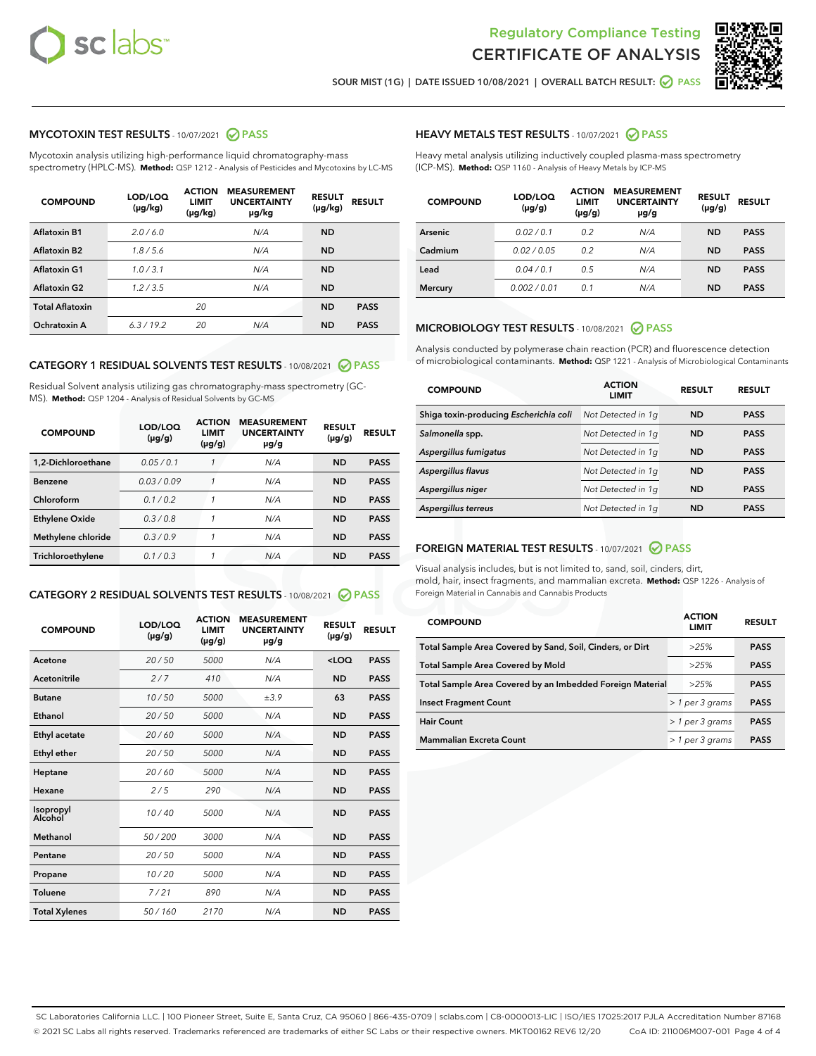Regulatory Compliance Testing
# CERTIFICATE OF ANALYSIS

SOUR MIST (1G) | DATE ISSUED 10/08/2021 | OVERALL BATCH RESULT: PASS

## MYCOTOXIN TEST RESULTS - 10/07/2021 PASS

Mycotoxin analysis utilizing high-performance liquid chromatography-mass spectrometry (HPLC-MS). **Method:** QSP 1212 - Analysis of Pesticides and Mycotoxins by LC-MS

| COMPOUND | LOD/LOQ (μg/kg) | ACTION LIMIT (μg/kg) | MEASUREMENT UNCERTAINTY μg/kg | RESULT (μg/kg) | RESULT |
|---|---|---|---|---|---|
| Aflatoxin B1 | 2.0 / 6.0 | | N/A | ND | |
| Aflatoxin B2 | 1.8 / 5.6 | | N/A | ND | |
| Aflatoxin G1 | 1.0 / 3.1 | | N/A | ND | |
| Aflatoxin G2 | 1.2 / 3.5 | | N/A | ND | |
| Total Aflatoxin | | 20 | | ND | PASS |
| Ochratoxin A | 6.3 / 19.2 | 20 | N/A | ND | PASS |

## CATEGORY 1 RESIDUAL SOLVENTS TEST RESULTS - 10/08/2021 PASS

Residual Solvent analysis utilizing gas chromatography-mass spectrometry (GC-MS). **Method:** QSP 1204 - Analysis of Residual Solvents by GC-MS

| COMPOUND | LOD/LOQ (μg/g) | ACTION LIMIT (μg/g) | MEASUREMENT UNCERTAINTY μg/g | RESULT (μg/g) | RESULT |
|---|---|---|---|---|---|
| 1,2-Dichloroethane | 0.05 / 0.1 | 1 | N/A | ND | PASS |
| Benzene | 0.03 / 0.09 | 1 | N/A | ND | PASS |
| Chloroform | 0.1 / 0.2 | 1 | N/A | ND | PASS |
| Ethylene Oxide | 0.3 / 0.8 | 1 | N/A | ND | PASS |
| Methylene chloride | 0.3 / 0.9 | 1 | N/A | ND | PASS |
| Trichloroethylene | 0.1 / 0.3 | 1 | N/A | ND | PASS |

## CATEGORY 2 RESIDUAL SOLVENTS TEST RESULTS - 10/08/2021 PASS

| COMPOUND | LOD/LOQ (μg/g) | ACTION LIMIT (μg/g) | MEASUREMENT UNCERTAINTY μg/g | RESULT (μg/g) | RESULT |
|---|---|---|---|---|---|
| Acetone | 20 / 50 | 5000 | N/A | <LOQ | PASS |
| Acetonitrile | 2 / 7 | 410 | N/A | ND | PASS |
| Butane | 10 / 50 | 5000 | ±3.9 | 63 | PASS |
| Ethanol | 20 / 50 | 5000 | N/A | ND | PASS |
| Ethyl acetate | 20 / 60 | 5000 | N/A | ND | PASS |
| Ethyl ether | 20 / 50 | 5000 | N/A | ND | PASS |
| Heptane | 20 / 60 | 5000 | N/A | ND | PASS |
| Hexane | 2 / 5 | 290 | N/A | ND | PASS |
| Isopropyl Alcohol | 10 / 40 | 5000 | N/A | ND | PASS |
| Methanol | 50 / 200 | 3000 | N/A | ND | PASS |
| Pentane | 20 / 50 | 5000 | N/A | ND | PASS |
| Propane | 10 / 20 | 5000 | N/A | ND | PASS |
| Toluene | 7 / 21 | 890 | N/A | ND | PASS |
| Total Xylenes | 50 / 160 | 2170 | N/A | ND | PASS |

## HEAVY METALS TEST RESULTS - 10/07/2021 PASS

Heavy metal analysis utilizing inductively coupled plasma-mass spectrometry (ICP-MS). **Method:** QSP 1160 - Analysis of Heavy Metals by ICP-MS

| COMPOUND | LOD/LOQ (μg/g) | ACTION LIMIT (μg/g) | MEASUREMENT UNCERTAINTY μg/g | RESULT (μg/g) | RESULT |
|---|---|---|---|---|---|
| Arsenic | 0.02 / 0.1 | 0.2 | N/A | ND | PASS |
| Cadmium | 0.02 / 0.05 | 0.2 | N/A | ND | PASS |
| Lead | 0.04 / 0.1 | 0.5 | N/A | ND | PASS |
| Mercury | 0.002 / 0.01 | 0.1 | N/A | ND | PASS |

## MICROBIOLOGY TEST RESULTS - 10/08/2021 PASS

Analysis conducted by polymerase chain reaction (PCR) and fluorescence detection of microbiological contaminants. **Method:** QSP 1221 - Analysis of Microbiological Contaminants

| COMPOUND | ACTION LIMIT | RESULT | RESULT |
|---|---|---|---|
| Shiga toxin-producing *Escherichia coli* | Not Detected in 1g | ND | PASS |
| *Salmonella* spp. | Not Detected in 1g | ND | PASS |
| *Aspergillus fumigatus* | Not Detected in 1g | ND | PASS |
| *Aspergillus flavus* | Not Detected in 1g | ND | PASS |
| *Aspergillus niger* | Not Detected in 1g | ND | PASS |
| *Aspergillus terreus* | Not Detected in 1g | ND | PASS |

## FOREIGN MATERIAL TEST RESULTS - 10/07/2021 PASS

Visual analysis includes, but is not limited to, sand, soil, cinders, dirt, mold, hair, insect fragments, and mammalian excreta. **Method:** QSP 1226 - Analysis of Foreign Material in Cannabis and Cannabis Products

| COMPOUND | ACTION LIMIT | RESULT |
|---|---|---|
| Total Sample Area Covered by Sand, Soil, Cinders, or Dirt | >25% | PASS |
| Total Sample Area Covered by Mold | >25% | PASS |
| Total Sample Area Covered by an Imbedded Foreign Material | >25% | PASS |
| Insect Fragment Count | > 1 per 3 grams | PASS |
| Hair Count | > 1 per 3 grams | PASS |
| Mammalian Excreta Count | > 1 per 3 grams | PASS |

SC Laboratories California LLC. | 100 Pioneer Street, Suite E, Santa Cruz, CA 95060 | 866-435-0709 | sclabs.com | C8-0000013-LIC | ISO/IES 17025:2017 PJLA Accreditation Number 87168
© 2021 SC Labs all rights reserved. Trademarks referenced are trademarks of either SC Labs or their respective owners. MKT00162 REV6 12/20 CoA ID: 211006M007-001